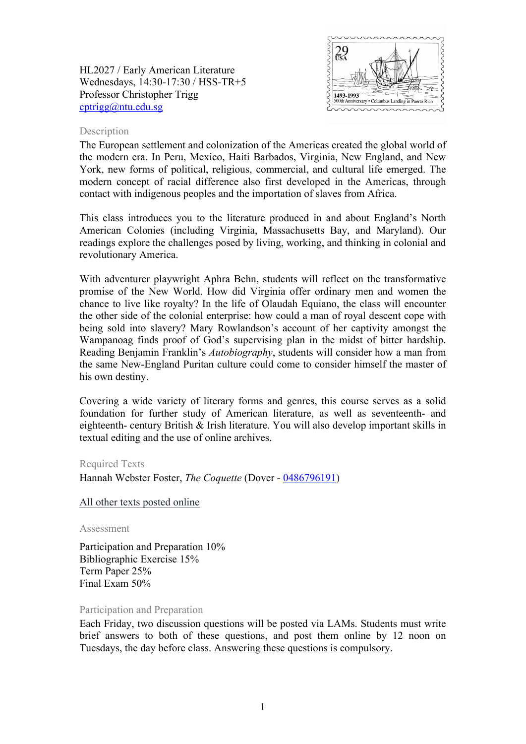HL2027 / Early American Literature
Wednesdays, 14:30-17:30 / HSS-TR+5
Professor Christopher Trigg
[cptrigg@ntu.edu.sg](mailto:cptrigg@ntu.edu.sg)

## Description

The European settlement and colonization of the Americas created the global world of the modern era. In Peru, Mexico, Haiti Barbados, Virginia, New England, and New York, new forms of political, religious, commercial, and cultural life emerged. The modern concept of racial difference also first developed in the Americas, through contact with indigenous peoples and the importation of slaves from Africa.

This class introduces you to the literature produced in and about England's North American Colonies (including Virginia, Massachusetts Bay, and Maryland). Our readings explore the challenges posed by living, working, and thinking in colonial and revolutionary America.

With adventurer playwright Aphra Behn, students will reflect on the transformative promise of the New World. How did Virginia offer ordinary men and women the chance to live like royalty? In the life of Olaudah Equiano, the class will encounter the other side of the colonial enterprise: how could a man of royal descent cope with being sold into slavery? Mary Rowlandson's account of her captivity amongst the Wampanoag finds proof of God's supervising plan in the midst of bitter hardship. Reading Benjamin Franklin's *Autobiography*, students will consider how a man from the same New-England Puritan culture could come to consider himself the master of his own destiny.

Covering a wide variety of literary forms and genres, this course serves as a solid foundation for further study of American literature, as well as seventeenth- and eighteenth- century British & Irish literature. You will also develop important skills in textual editing and the use of online archives.

## Required Texts

Hannah Webster Foster, *The Coquette* (Dover - 0486796191)

<u>All other texts posted online</u>

## Assessment

Participation and Preparation 10%
Bibliographic Exercise 15%
Term Paper 25%
Final Exam 50%

## Participation and Preparation

Each Friday, two discussion questions will be posted via LAMs. Students must write brief answers to both of these questions, and post them online by 12 noon on Tuesdays, the day before class. <u>Answering these questions is compulsory</u>.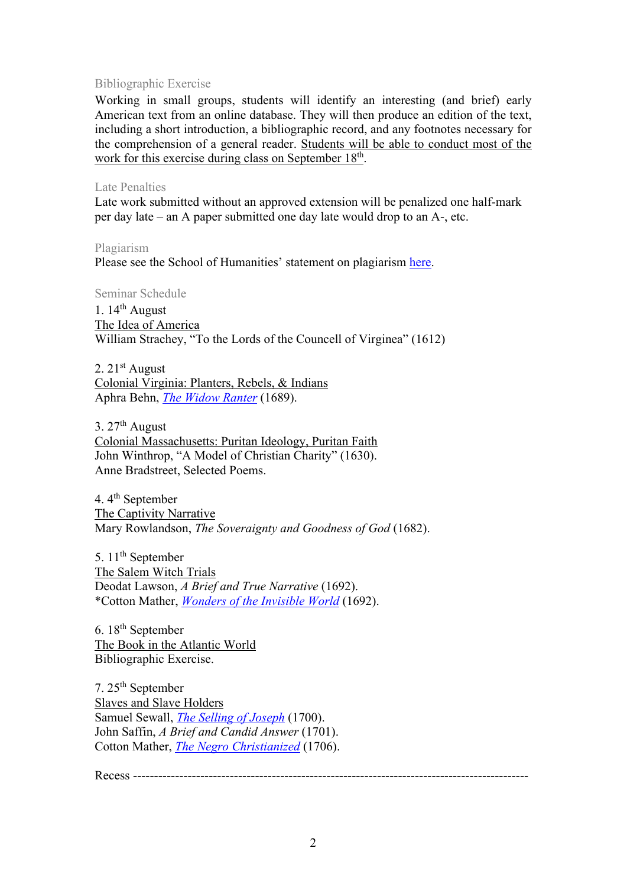### Bibliographic Exercise

Working in small groups, students will identify an interesting (and brief) early American text from an online database. They will then produce an edition of the text, including a short introduction, a bibliographic record, and any footnotes necessary for the comprehension of a general reader. Students will be able to conduct most of the work for this exercise during class on September 18th.

### Late Penalties

Late work submitted without an approved extension will be penalized one half-mark per day late – an A paper submitted one day late would drop to an A-, etc.

### Plagiarism

Please see the School of Humanities' statement on plagiarism here.

### Seminar Schedule

1. 14th August
The Idea of America
William Strachey, "To the Lords of the Councell of Virginea" (1612)

2. 21st August
Colonial Virginia: Planters, Rebels, & Indians
Aphra Behn, *The Widow Ranter* (1689).

3. 27th August
Colonial Massachusetts: Puritan Ideology, Puritan Faith
John Winthrop, "A Model of Christian Charity" (1630).
Anne Bradstreet, Selected Poems.

4. 4th September
The Captivity Narrative
Mary Rowlandson, *The Soveraignty and Goodness of God* (1682).

5. 11th September
The Salem Witch Trials
Deodat Lawson, *A Brief and True Narrative* (1692).
*Cotton Mather, *Wonders of the Invisible World* (1692).

6. 18th September
The Book in the Atlantic World
Bibliographic Exercise.

7. 25th September
Slaves and Slave Holders
Samuel Sewall, *The Selling of Joseph* (1700).
John Saffin, *A Brief and Candid Answer* (1701).
Cotton Mather, *The Negro Christianized* (1706).

Recess ----------------------------------------------------------------------------------------------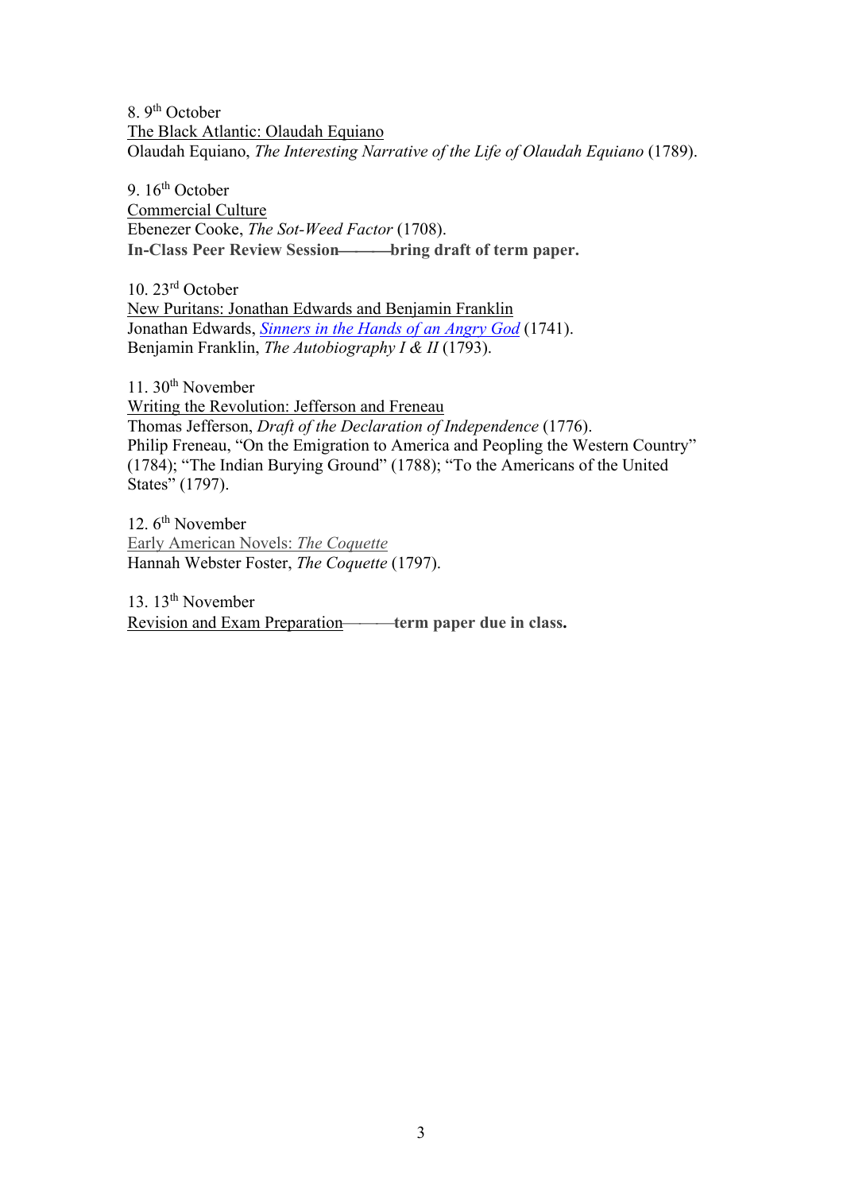8. 9th October
The Black Atlantic: Olaudah Equiano
Olaudah Equiano, *The Interesting Narrative of the Life of Olaudah Equiano* (1789).

9. 16th October
Commercial Culture
Ebenezer Cooke, *The Sot-Weed Factor* (1708).
**In-Class Peer Review Session——bring draft of term paper.**

10. 23rd October
New Puritans: Jonathan Edwards and Benjamin Franklin
Jonathan Edwards, *Sinners in the Hands of an Angry God* (1741).
Benjamin Franklin, *The Autobiography I & II* (1793).

11. 30th November
Writing the Revolution: Jefferson and Freneau
Thomas Jefferson, *Draft of the Declaration of Independence* (1776).
Philip Freneau, "On the Emigration to America and Peopling the Western Country" (1784); "The Indian Burying Ground" (1788); "To the Americans of the United States" (1797).

12. 6th November
Early American Novels: *The Coquette*
Hannah Webster Foster, *The Coquette* (1797).

13. 13th November
Revision and Exam Preparation——**term paper due in class.**